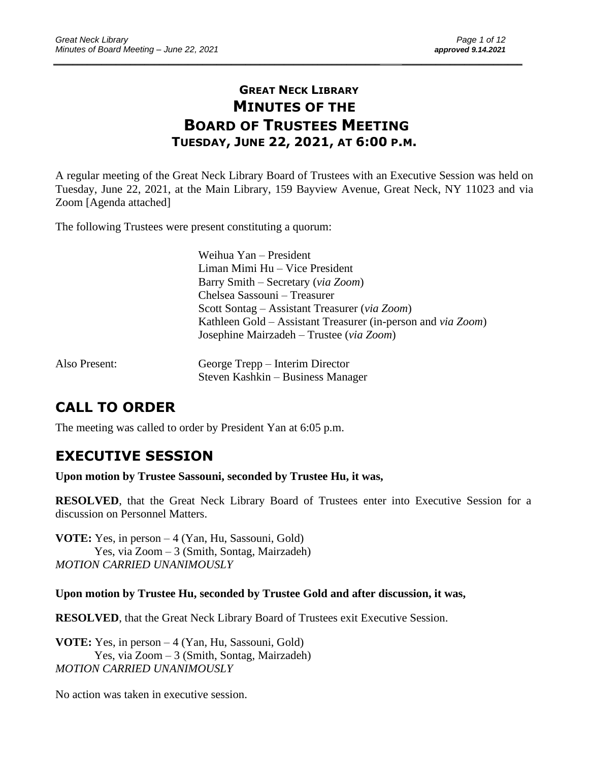# GREAT NECK LIBRARY
# MINUTES OF THE
# BOARD OF TRUSTEES MEETING
## TUESDAY, JUNE 22, 2021, AT 6:00 P.M.

A regular meeting of the Great Neck Library Board of Trustees with an Executive Session was held on Tuesday, June 22, 2021, at the Main Library, 159 Bayview Avenue, Great Neck, NY 11023 and via Zoom [Agenda attached]

The following Trustees were present constituting a quorum:

Weihua Yan – President
Liman Mimi Hu – Vice President
Barry Smith – Secretary (*via Zoom*)
Chelsea Sassouni – Treasurer
Scott Sontag – Assistant Treasurer (*via Zoom*)
Kathleen Gold – Assistant Treasurer (in-person and *via Zoom*)
Josephine Mairzadeh – Trustee (*via Zoom*)

Also Present:
George Trepp – Interim Director
Steven Kashkin – Business Manager

## CALL TO ORDER

The meeting was called to order by President Yan at 6:05 p.m.

## EXECUTIVE SESSION

**Upon motion by Trustee Sassouni, seconded by Trustee Hu, it was,**

**RESOLVED**, that the Great Neck Library Board of Trustees enter into Executive Session for a discussion on Personnel Matters.

**VOTE:** Yes, in person – 4 (Yan, Hu, Sassouni, Gold)
Yes, via Zoom – 3 (Smith, Sontag, Mairzadeh)
*MOTION CARRIED UNANIMOUSLY*

**Upon motion by Trustee Hu, seconded by Trustee Gold and after discussion, it was,**

**RESOLVED**, that the Great Neck Library Board of Trustees exit Executive Session.

**VOTE:** Yes, in person – 4 (Yan, Hu, Sassouni, Gold)
Yes, via Zoom – 3 (Smith, Sontag, Mairzadeh)
*MOTION CARRIED UNANIMOUSLY*

No action was taken in executive session.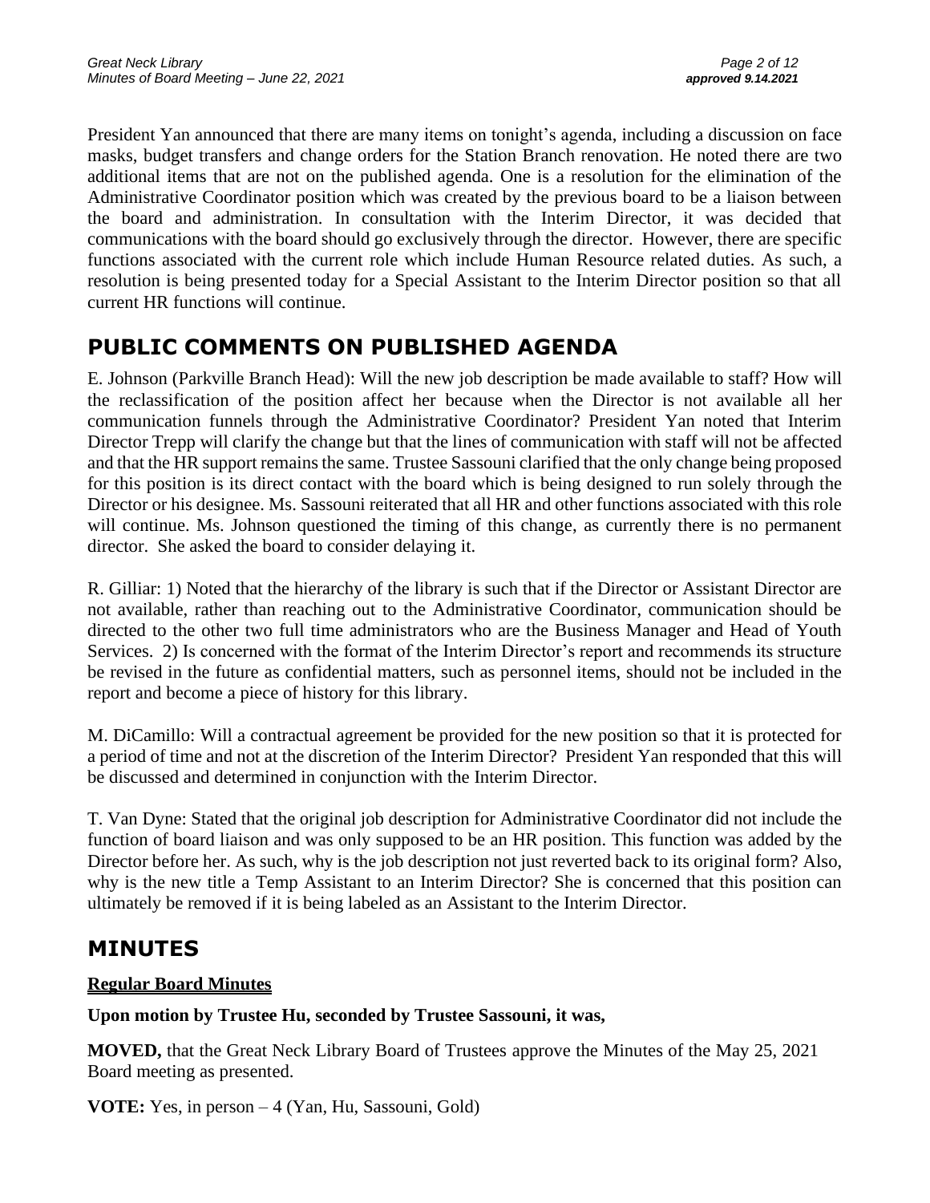President Yan announced that there are many items on tonight's agenda, including a discussion on face masks, budget transfers and change orders for the Station Branch renovation. He noted there are two additional items that are not on the published agenda. One is a resolution for the elimination of the Administrative Coordinator position which was created by the previous board to be a liaison between the board and administration. In consultation with the Interim Director, it was decided that communications with the board should go exclusively through the director. However, there are specific functions associated with the current role which include Human Resource related duties. As such, a resolution is being presented today for a Special Assistant to the Interim Director position so that all current HR functions will continue.

## PUBLIC COMMENTS ON PUBLISHED AGENDA

E. Johnson (Parkville Branch Head): Will the new job description be made available to staff? How will the reclassification of the position affect her because when the Director is not available all her communication funnels through the Administrative Coordinator? President Yan noted that Interim Director Trepp will clarify the change but that the lines of communication with staff will not be affected and that the HR support remains the same. Trustee Sassouni clarified that the only change being proposed for this position is its direct contact with the board which is being designed to run solely through the Director or his designee. Ms. Sassouni reiterated that all HR and other functions associated with this role will continue. Ms. Johnson questioned the timing of this change, as currently there is no permanent director. She asked the board to consider delaying it.

R. Gilliar: 1) Noted that the hierarchy of the library is such that if the Director or Assistant Director are not available, rather than reaching out to the Administrative Coordinator, communication should be directed to the other two full time administrators who are the Business Manager and Head of Youth Services. 2) Is concerned with the format of the Interim Director's report and recommends its structure be revised in the future as confidential matters, such as personnel items, should not be included in the report and become a piece of history for this library.

M. DiCamillo: Will a contractual agreement be provided for the new position so that it is protected for a period of time and not at the discretion of the Interim Director? President Yan responded that this will be discussed and determined in conjunction with the Interim Director.

T. Van Dyne: Stated that the original job description for Administrative Coordinator did not include the function of board liaison and was only supposed to be an HR position. This function was added by the Director before her. As such, why is the job description not just reverted back to its original form? Also, why is the new title a Temp Assistant to an Interim Director? She is concerned that this position can ultimately be removed if it is being labeled as an Assistant to the Interim Director.

## MINUTES

**Regular Board Minutes**

**Upon motion by Trustee Hu, seconded by Trustee Sassouni, it was,**

**MOVED,** that the Great Neck Library Board of Trustees approve the Minutes of the May 25, 2021 Board meeting as presented.

**VOTE:** Yes, in person – 4 (Yan, Hu, Sassouni, Gold)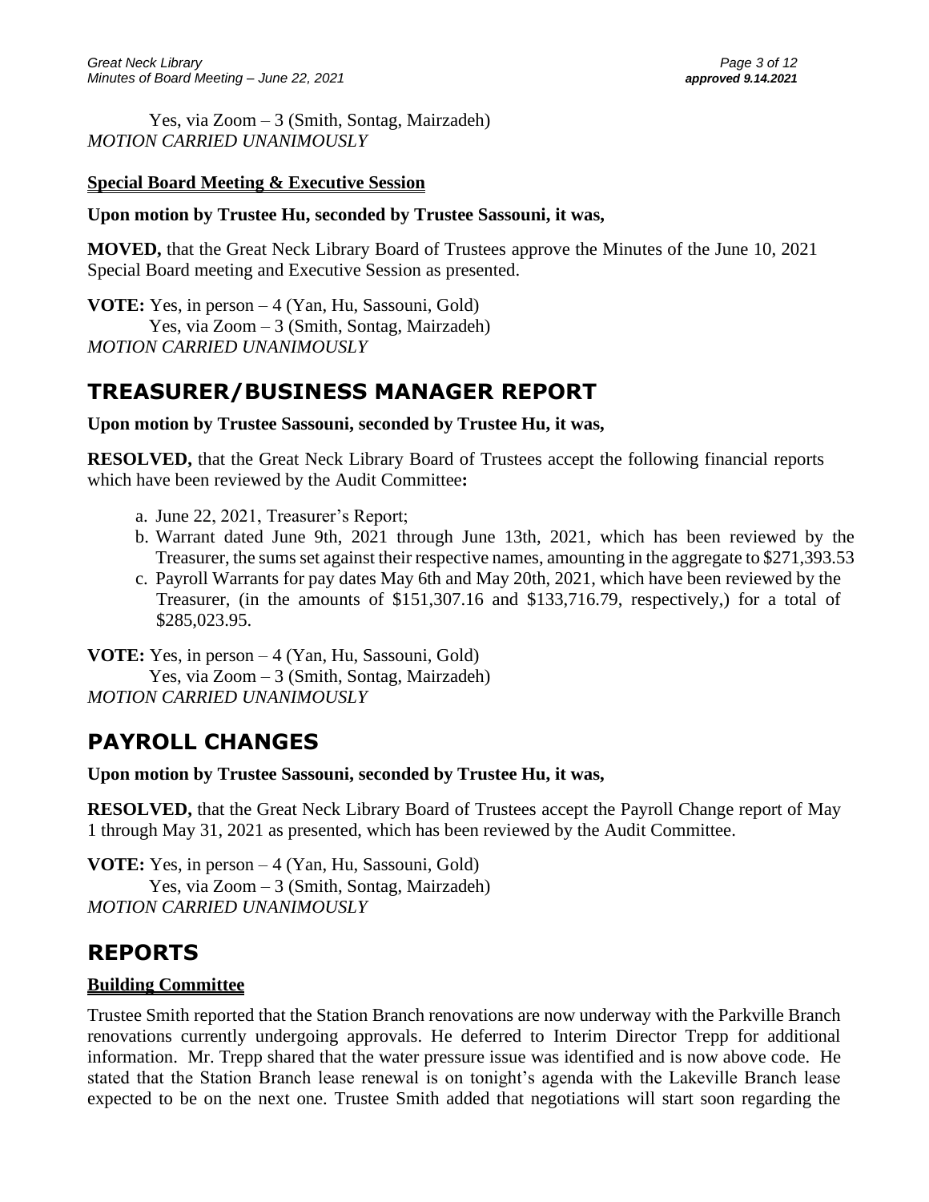Yes, via Zoom – 3 (Smith, Sontag, Mairzadeh)
*MOTION CARRIED UNANIMOUSLY*

**Special Board Meeting & Executive Session**

**Upon motion by Trustee Hu, seconded by Trustee Sassouni, it was,**

**MOVED,** that the Great Neck Library Board of Trustees approve the Minutes of the June 10, 2021 Special Board meeting and Executive Session as presented.

**VOTE:** Yes, in person – 4 (Yan, Hu, Sassouni, Gold)
Yes, via Zoom – 3 (Smith, Sontag, Mairzadeh)
*MOTION CARRIED UNANIMOUSLY*

# TREASURER/BUSINESS MANAGER REPORT

**Upon motion by Trustee Sassouni, seconded by Trustee Hu, it was,**

**RESOLVED,** that the Great Neck Library Board of Trustees accept the following financial reports which have been reviewed by the Audit Committee**:**

a. June 22, 2021, Treasurer's Report;
b. Warrant dated June 9th, 2021 through June 13th, 2021, which has been reviewed by the Treasurer, the sums set against their respective names, amounting in the aggregate to $271,393.53
c. Payroll Warrants for pay dates May 6th and May 20th, 2021, which have been reviewed by the Treasurer, (in the amounts of $151,307.16 and $133,716.79, respectively,) for a total of $285,023.95.

**VOTE:** Yes, in person – 4 (Yan, Hu, Sassouni, Gold)
Yes, via Zoom – 3 (Smith, Sontag, Mairzadeh)
*MOTION CARRIED UNANIMOUSLY*

# PAYROLL CHANGES

**Upon motion by Trustee Sassouni, seconded by Trustee Hu, it was,**

**RESOLVED,** that the Great Neck Library Board of Trustees accept the Payroll Change report of May 1 through May 31, 2021 as presented, which has been reviewed by the Audit Committee.

**VOTE:** Yes, in person – 4 (Yan, Hu, Sassouni, Gold)
Yes, via Zoom – 3 (Smith, Sontag, Mairzadeh)
*MOTION CARRIED UNANIMOUSLY*

# REPORTS

**Building Committee**

Trustee Smith reported that the Station Branch renovations are now underway with the Parkville Branch renovations currently undergoing approvals. He deferred to Interim Director Trepp for additional information. Mr. Trepp shared that the water pressure issue was identified and is now above code. He stated that the Station Branch lease renewal is on tonight's agenda with the Lakeville Branch lease expected to be on the next one. Trustee Smith added that negotiations will start soon regarding the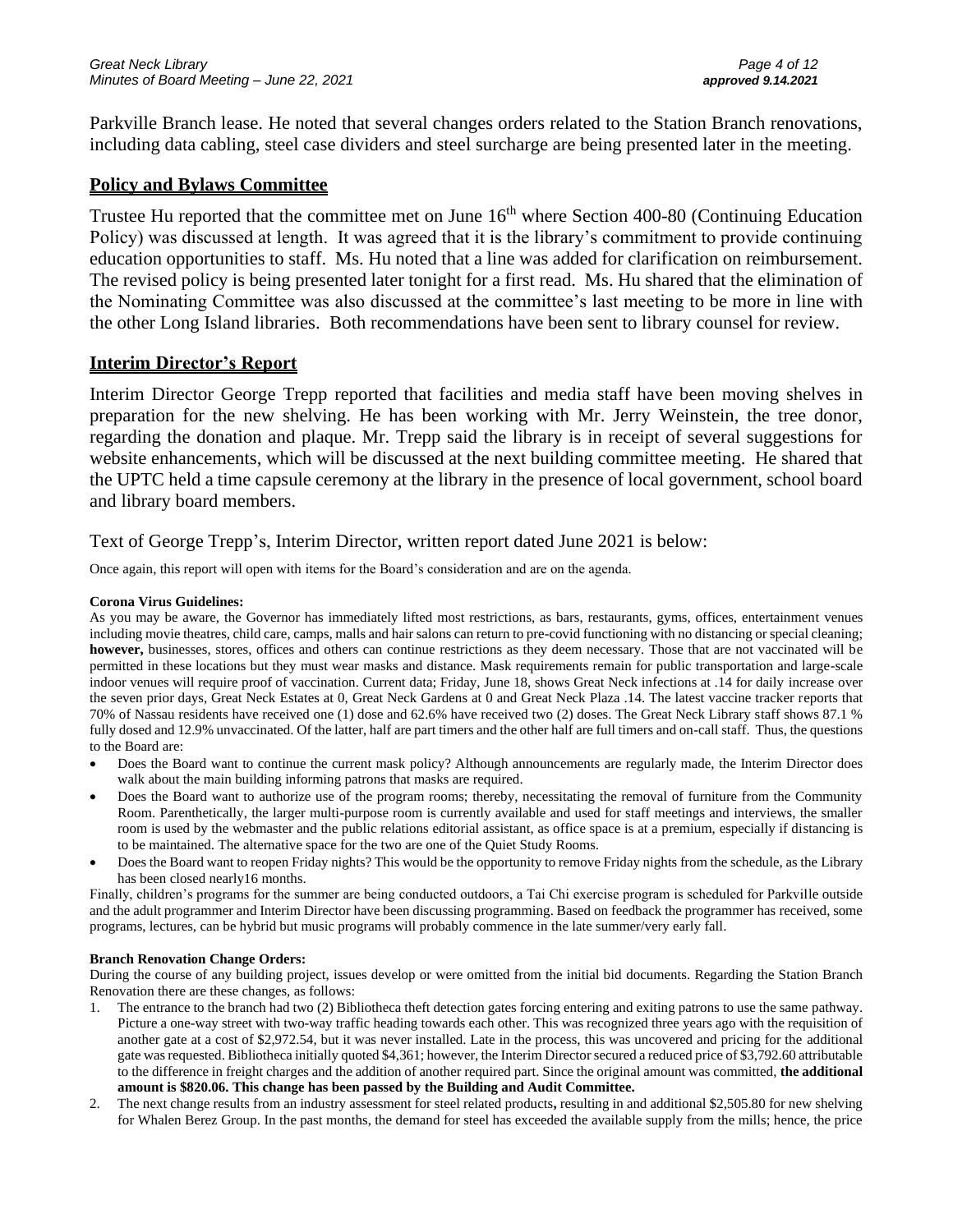Parkville Branch lease. He noted that several changes orders related to the Station Branch renovations, including data cabling, steel case dividers and steel surcharge are being presented later in the meeting.

## Policy and Bylaws Committee

Trustee Hu reported that the committee met on June 16th where Section 400-80 (Continuing Education Policy) was discussed at length. It was agreed that it is the library's commitment to provide continuing education opportunities to staff. Ms. Hu noted that a line was added for clarification on reimbursement. The revised policy is being presented later tonight for a first read. Ms. Hu shared that the elimination of the Nominating Committee was also discussed at the committee's last meeting to be more in line with the other Long Island libraries. Both recommendations have been sent to library counsel for review.

## Interim Director's Report

Interim Director George Trepp reported that facilities and media staff have been moving shelves in preparation for the new shelving. He has been working with Mr. Jerry Weinstein, the tree donor, regarding the donation and plaque. Mr. Trepp said the library is in receipt of several suggestions for website enhancements, which will be discussed at the next building committee meeting. He shared that the UPTC held a time capsule ceremony at the library in the presence of local government, school board and library board members.

Text of George Trepp's, Interim Director, written report dated June 2021 is below:

Once again, this report will open with items for the Board's consideration and are on the agenda.

**Corona Virus Guidelines:**

As you may be aware, the Governor has immediately lifted most restrictions, as bars, restaurants, gyms, offices, entertainment venues including movie theatres, child care, camps, malls and hair salons can return to pre-covid functioning with no distancing or special cleaning; **however,** businesses, stores, offices and others can continue restrictions as they deem necessary. Those that are not vaccinated will be permitted in these locations but they must wear masks and distance. Mask requirements remain for public transportation and large-scale indoor venues will require proof of vaccination. Current data; Friday, June 18, shows Great Neck infections at .14 for daily increase over the seven prior days, Great Neck Estates at 0, Great Neck Gardens at 0 and Great Neck Plaza .14. The latest vaccine tracker reports that 70% of Nassau residents have received one (1) dose and 62.6% have received two (2) doses. The Great Neck Library staff shows 87.1 % fully dosed and 12.9% unvaccinated. Of the latter, half are part timers and the other half are full timers and on-call staff. Thus, the questions to the Board are:

- Does the Board want to continue the current mask policy? Although announcements are regularly made, the Interim Director does walk about the main building informing patrons that masks are required.
- Does the Board want to authorize use of the program rooms; thereby, necessitating the removal of furniture from the Community Room. Parenthetically, the larger multi-purpose room is currently available and used for staff meetings and interviews, the smaller room is used by the webmaster and the public relations editorial assistant, as office space is at a premium, especially if distancing is to be maintained. The alternative space for the two are one of the Quiet Study Rooms.
- Does the Board want to reopen Friday nights? This would be the opportunity to remove Friday nights from the schedule, as the Library has been closed nearly16 months.

Finally, children's programs for the summer are being conducted outdoors, a Tai Chi exercise program is scheduled for Parkville outside and the adult programmer and Interim Director have been discussing programming. Based on feedback the programmer has received, some programs, lectures, can be hybrid but music programs will probably commence in the late summer/very early fall.

**Branch Renovation Change Orders:**

During the course of any building project, issues develop or were omitted from the initial bid documents. Regarding the Station Branch Renovation there are these changes, as follows:

1. The entrance to the branch had two (2) Bibliotheca theft detection gates forcing entering and exiting patrons to use the same pathway. Picture a one-way street with two-way traffic heading towards each other. This was recognized three years ago with the requisition of another gate at a cost of $2,972.54, but it was never installed. Late in the process, this was uncovered and pricing for the additional gate was requested. Bibliotheca initially quoted $4,361; however, the Interim Director secured a reduced price of $3,792.60 attributable to the difference in freight charges and the addition of another required part. Since the original amount was committed, **the additional amount is $820.06. This change has been passed by the Building and Audit Committee.**
2. The next change results from an industry assessment for steel related products**,** resulting in and additional $2,505.80 for new shelving for Whalen Berez Group. In the past months, the demand for steel has exceeded the available supply from the mills; hence, the price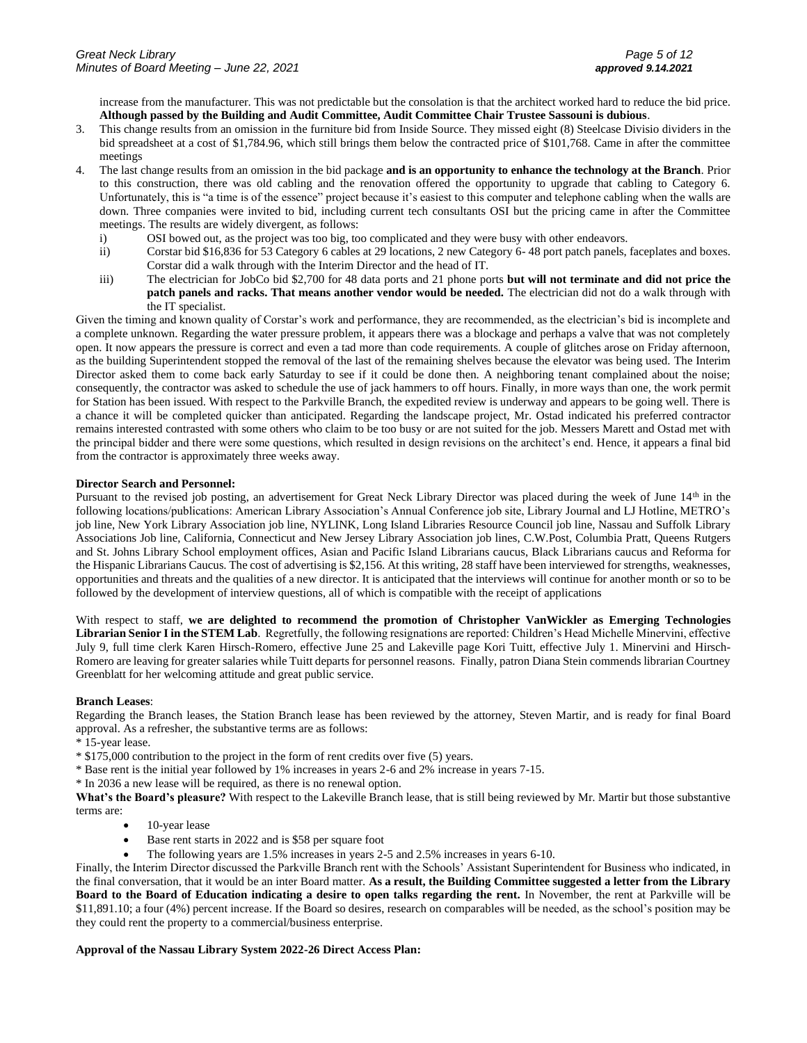increase from the manufacturer. This was not predictable but the consolation is that the architect worked hard to reduce the bid price. **Although passed by the Building and Audit Committee, Audit Committee Chair Trustee Sassouni is dubious**.

3. This change results from an omission in the furniture bid from Inside Source. They missed eight (8) Steelcase Divisio dividers in the bid spreadsheet at a cost of $1,784.96, which still brings them below the contracted price of $101,768. Came in after the committee meetings
4. The last change results from an omission in the bid package **and is an opportunity to enhance the technology at the Branch**. Prior to this construction, there was old cabling and the renovation offered the opportunity to upgrade that cabling to Category 6. Unfortunately, this is "a time is of the essence" project because it's easiest to this computer and telephone cabling when the walls are down. Three companies were invited to bid, including current tech consultants OSI but the pricing came in after the Committee meetings. The results are widely divergent, as follows:
   i) OSI bowed out, as the project was too big, too complicated and they were busy with other endeavors.
   ii) Corstar bid $16,836 for 53 Category 6 cables at 29 locations, 2 new Category 6- 48 port patch panels, faceplates and boxes. Corstar did a walk through with the Interim Director and the head of IT.
   iii) The electrician for JobCo bid $2,700 for 48 data ports and 21 phone ports **but will not terminate and did not price the patch panels and racks. That means another vendor would be needed.** The electrician did not do a walk through with the IT specialist.

Given the timing and known quality of Corstar's work and performance, they are recommended, as the electrician's bid is incomplete and a complete unknown. Regarding the water pressure problem, it appears there was a blockage and perhaps a valve that was not completely open. It now appears the pressure is correct and even a tad more than code requirements. A couple of glitches arose on Friday afternoon, as the building Superintendent stopped the removal of the last of the remaining shelves because the elevator was being used. The Interim Director asked them to come back early Saturday to see if it could be done then. A neighboring tenant complained about the noise; consequently, the contractor was asked to schedule the use of jack hammers to off hours. Finally, in more ways than one, the work permit for Station has been issued. With respect to the Parkville Branch, the expedited review is underway and appears to be going well. There is a chance it will be completed quicker than anticipated. Regarding the landscape project, Mr. Ostad indicated his preferred contractor remains interested contrasted with some others who claim to be too busy or are not suited for the job. Messers Marett and Ostad met with the principal bidder and there were some questions, which resulted in design revisions on the architect's end. Hence, it appears a final bid from the contractor is approximately three weeks away.

**Director Search and Personnel:**

Pursuant to the revised job posting, an advertisement for Great Neck Library Director was placed during the week of June 14th in the following locations/publications: American Library Association's Annual Conference job site, Library Journal and LJ Hotline, METRO's job line, New York Library Association job line, NYLINK, Long Island Libraries Resource Council job line, Nassau and Suffolk Library Associations Job line, California, Connecticut and New Jersey Library Association job lines, C.W.Post, Columbia Pratt, Queens Rutgers and St. Johns Library School employment offices, Asian and Pacific Island Librarians caucus, Black Librarians caucus and Reforma for the Hispanic Librarians Caucus. The cost of advertising is $2,156. At this writing, 28 staff have been interviewed for strengths, weaknesses, opportunities and threats and the qualities of a new director. It is anticipated that the interviews will continue for another month or so to be followed by the development of interview questions, all of which is compatible with the receipt of applications

With respect to staff, **we are delighted to recommend the promotion of Christopher VanWickler as Emerging Technologies Librarian Senior I in the STEM Lab**. Regretfully, the following resignations are reported: Children's Head Michelle Minervini, effective July 9, full time clerk Karen Hirsch-Romero, effective June 25 and Lakeville page Kori Tuitt, effective July 1. Minervini and Hirsch-Romero are leaving for greater salaries while Tuitt departs for personnel reasons. Finally, patron Diana Stein commends librarian Courtney Greenblatt for her welcoming attitude and great public service.

**Branch Leases**:

Regarding the Branch leases, the Station Branch lease has been reviewed by the attorney, Steven Martir, and is ready for final Board approval. As a refresher, the substantive terms are as follows:

* 15-year lease.
* $175,000 contribution to the project in the form of rent credits over five (5) years.
* Base rent is the initial year followed by 1% increases in years 2-6 and 2% increase in years 7-15.
* In 2036 a new lease will be required, as there is no renewal option.

**What's the Board's pleasure?** With respect to the Lakeville Branch lease, that is still being reviewed by Mr. Martir but those substantive terms are:

- 10-year lease
- Base rent starts in 2022 and is $58 per square foot
- The following years are 1.5% increases in years 2-5 and 2.5% increases in years 6-10.

Finally, the Interim Director discussed the Parkville Branch rent with the Schools' Assistant Superintendent for Business who indicated, in the final conversation, that it would be an inter Board matter. **As a result, the Building Committee suggested a letter from the Library Board to the Board of Education indicating a desire to open talks regarding the rent.** In November, the rent at Parkville will be $11,891.10; a four (4%) percent increase. If the Board so desires, research on comparables will be needed, as the school's position may be they could rent the property to a commercial/business enterprise.

**Approval of the Nassau Library System 2022-26 Direct Access Plan:**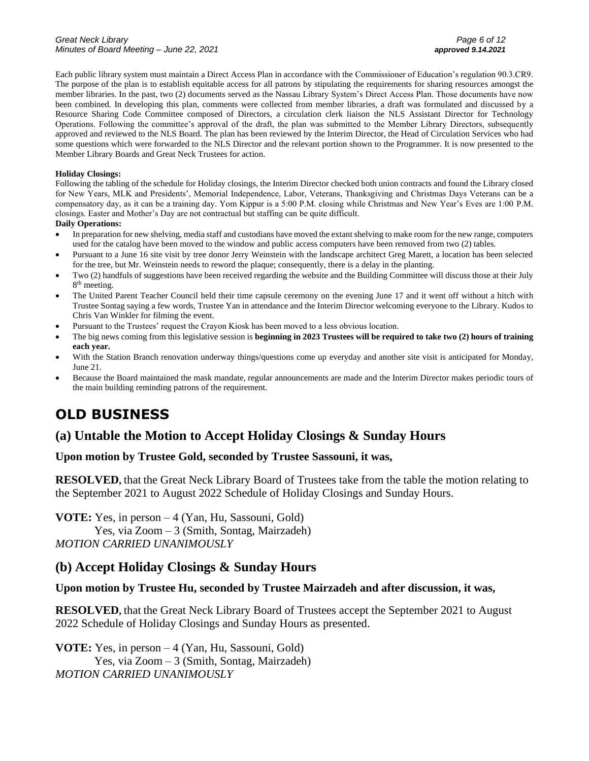Each public library system must maintain a Direct Access Plan in accordance with the Commissioner of Education's regulation 90.3.CR9. The purpose of the plan is to establish equitable access for all patrons by stipulating the requirements for sharing resources amongst the member libraries. In the past, two (2) documents served as the Nassau Library System's Direct Access Plan. Those documents have now been combined. In developing this plan, comments were collected from member libraries, a draft was formulated and discussed by a Resource Sharing Code Committee composed of Directors, a circulation clerk liaison the NLS Assistant Director for Technology Operations. Following the committee's approval of the draft, the plan was submitted to the Member Library Directors, subsequently approved and reviewed to the NLS Board. The plan has been reviewed by the Interim Director, the Head of Circulation Services who had some questions which were forwarded to the NLS Director and the relevant portion shown to the Programmer. It is now presented to the Member Library Boards and Great Neck Trustees for action.

**Holiday Closings:**

Following the tabling of the schedule for Holiday closings, the Interim Director checked both union contracts and found the Library closed for New Years, MLK and Presidents', Memorial Independence, Labor, Veterans, Thanksgiving and Christmas Days Veterans can be a compensatory day, as it can be a training day. Yom Kippur is a 5:00 P.M. closing while Christmas and New Year's Eves are 1:00 P.M. closings. Easter and Mother's Day are not contractual but staffing can be quite difficult.

**Daily Operations:**

- In preparation for new shelving, media staff and custodians have moved the extant shelving to make room for the new range, computers used for the catalog have been moved to the window and public access computers have been removed from two (2) tables.
- Pursuant to a June 16 site visit by tree donor Jerry Weinstein with the landscape architect Greg Marett, a location has been selected for the tree, but Mr. Weinstein needs to reword the plaque; consequently, there is a delay in the planting.
- Two (2) handfuls of suggestions have been received regarding the website and the Building Committee will discuss those at their July 8th meeting.
- The United Parent Teacher Council held their time capsule ceremony on the evening June 17 and it went off without a hitch with Trustee Sontag saying a few words, Trustee Yan in attendance and the Interim Director welcoming everyone to the Library. Kudos to Chris Van Winkler for filming the event.
- Pursuant to the Trustees' request the Crayon Kiosk has been moved to a less obvious location.
- The big news coming from this legislative session is **beginning in 2023 Trustees will be required to take two (2) hours of training each year.**
- With the Station Branch renovation underway things/questions come up everyday and another site visit is anticipated for Monday, June 21.
- Because the Board maintained the mask mandate, regular announcements are made and the Interim Director makes periodic tours of the main building reminding patrons of the requirement.

# OLD BUSINESS

## (a) Untable the Motion to Accept Holiday Closings & Sunday Hours

**Upon motion by Trustee Gold, seconded by Trustee Sassouni, it was,**

**RESOLVED**, that the Great Neck Library Board of Trustees take from the table the motion relating to the September 2021 to August 2022 Schedule of Holiday Closings and Sunday Hours.

**VOTE:** Yes, in person – 4 (Yan, Hu, Sassouni, Gold)
Yes, via Zoom – 3 (Smith, Sontag, Mairzadeh)
*MOTION CARRIED UNANIMOUSLY*

## (b) Accept Holiday Closings & Sunday Hours

**Upon motion by Trustee Hu, seconded by Trustee Mairzadeh and after discussion, it was,**

**RESOLVED**, that the Great Neck Library Board of Trustees accept the September 2021 to August 2022 Schedule of Holiday Closings and Sunday Hours as presented.

**VOTE:** Yes, in person – 4 (Yan, Hu, Sassouni, Gold)
Yes, via Zoom – 3 (Smith, Sontag, Mairzadeh)
*MOTION CARRIED UNANIMOUSLY*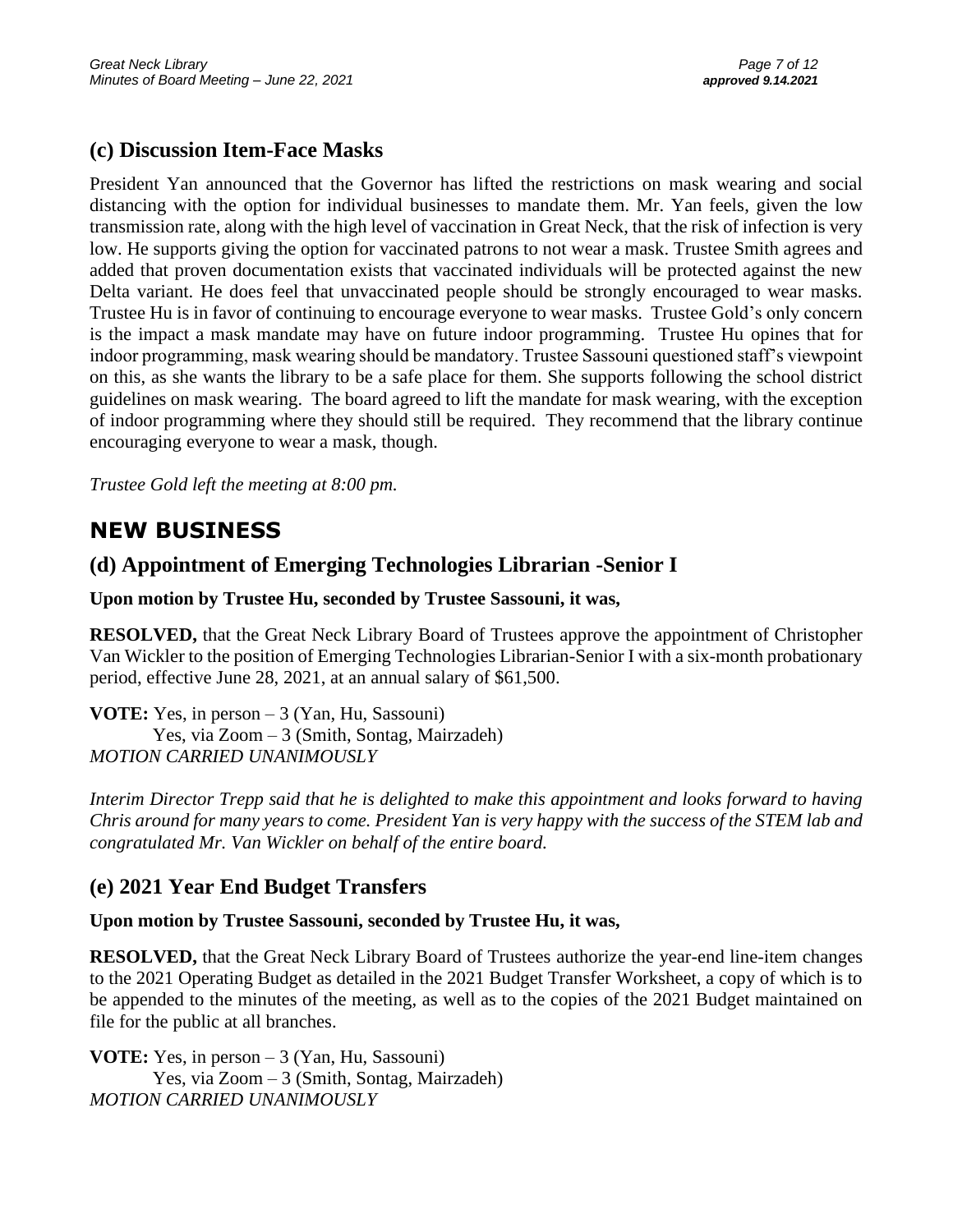## (c) Discussion Item-Face Masks

President Yan announced that the Governor has lifted the restrictions on mask wearing and social distancing with the option for individual businesses to mandate them. Mr. Yan feels, given the low transmission rate, along with the high level of vaccination in Great Neck, that the risk of infection is very low. He supports giving the option for vaccinated patrons to not wear a mask. Trustee Smith agrees and added that proven documentation exists that vaccinated individuals will be protected against the new Delta variant. He does feel that unvaccinated people should be strongly encouraged to wear masks. Trustee Hu is in favor of continuing to encourage everyone to wear masks. Trustee Gold's only concern is the impact a mask mandate may have on future indoor programming. Trustee Hu opines that for indoor programming, mask wearing should be mandatory. Trustee Sassouni questioned staff's viewpoint on this, as she wants the library to be a safe place for them. She supports following the school district guidelines on mask wearing. The board agreed to lift the mandate for mask wearing, with the exception of indoor programming where they should still be required. They recommend that the library continue encouraging everyone to wear a mask, though.

*Trustee Gold left the meeting at 8:00 pm.*

# NEW BUSINESS

## (d) Appointment of Emerging Technologies Librarian -Senior I

**Upon motion by Trustee Hu, seconded by Trustee Sassouni, it was,**

**RESOLVED,** that the Great Neck Library Board of Trustees approve the appointment of Christopher Van Wickler to the position of Emerging Technologies Librarian-Senior I with a six-month probationary period, effective June 28, 2021, at an annual salary of $61,500.

**VOTE:** Yes, in person – 3 (Yan, Hu, Sassouni)
Yes, via Zoom – 3 (Smith, Sontag, Mairzadeh)
*MOTION CARRIED UNANIMOUSLY*

*Interim Director Trepp said that he is delighted to make this appointment and looks forward to having Chris around for many years to come. President Yan is very happy with the success of the STEM lab and congratulated Mr. Van Wickler on behalf of the entire board.*

## (e) 2021 Year End Budget Transfers

**Upon motion by Trustee Sassouni, seconded by Trustee Hu, it was,**

**RESOLVED,** that the Great Neck Library Board of Trustees authorize the year-end line-item changes to the 2021 Operating Budget as detailed in the 2021 Budget Transfer Worksheet, a copy of which is to be appended to the minutes of the meeting, as well as to the copies of the 2021 Budget maintained on file for the public at all branches.

**VOTE:** Yes, in person – 3 (Yan, Hu, Sassouni)
Yes, via Zoom – 3 (Smith, Sontag, Mairzadeh)
*MOTION CARRIED UNANIMOUSLY*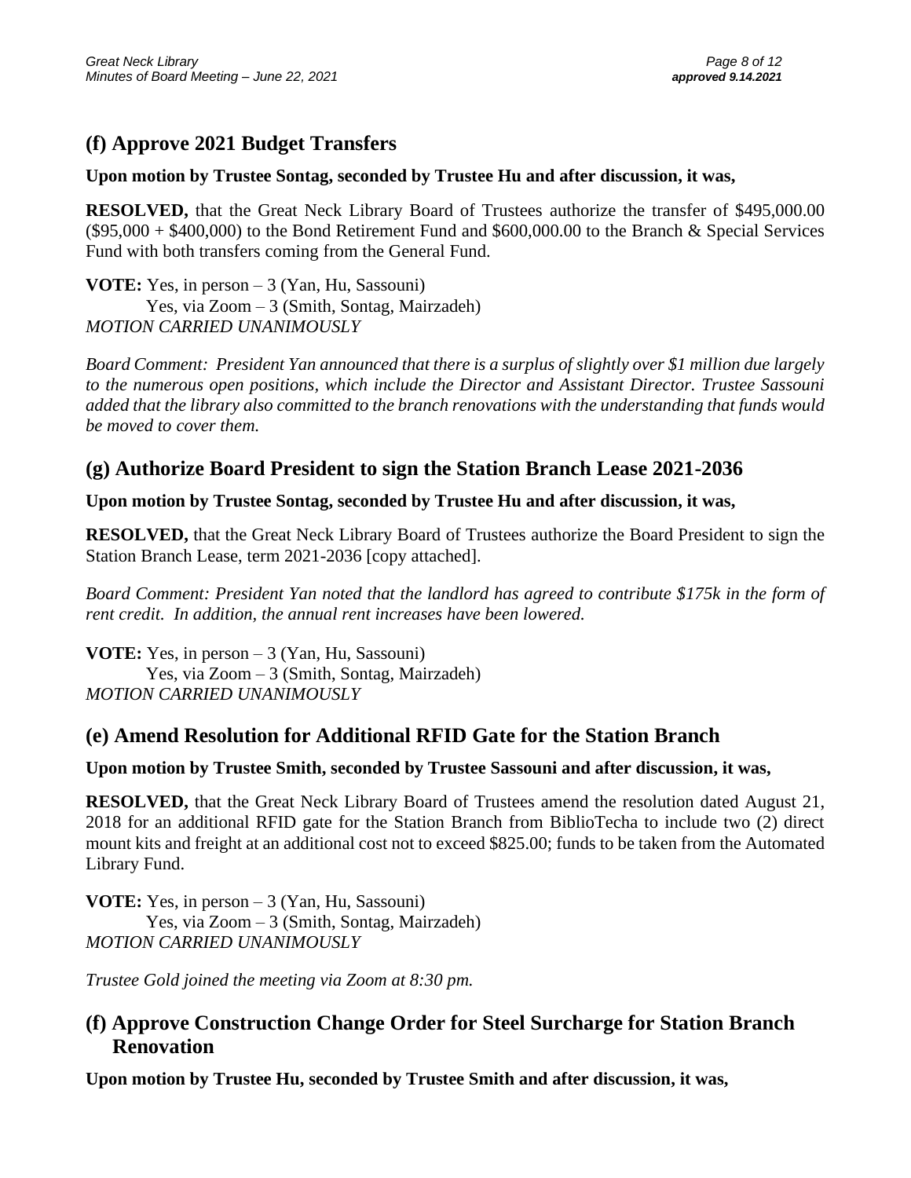## (f) Approve 2021 Budget Transfers

**Upon motion by Trustee Sontag, seconded by Trustee Hu and after discussion, it was,**

**RESOLVED,** that the Great Neck Library Board of Trustees authorize the transfer of $495,000.00 ($95,000 + $400,000) to the Bond Retirement Fund and $600,000.00 to the Branch & Special Services Fund with both transfers coming from the General Fund.

**VOTE:** Yes, in person – 3 (Yan, Hu, Sassouni)
Yes, via Zoom – 3 (Smith, Sontag, Mairzadeh)
*MOTION CARRIED UNANIMOUSLY*

*Board Comment: President Yan announced that there is a surplus of slightly over $1 million due largely to the numerous open positions, which include the Director and Assistant Director. Trustee Sassouni added that the library also committed to the branch renovations with the understanding that funds would be moved to cover them.*

## (g) Authorize Board President to sign the Station Branch Lease 2021-2036

**Upon motion by Trustee Sontag, seconded by Trustee Hu and after discussion, it was,**

**RESOLVED,** that the Great Neck Library Board of Trustees authorize the Board President to sign the Station Branch Lease, term 2021-2036 [copy attached].

*Board Comment: President Yan noted that the landlord has agreed to contribute $175k in the form of rent credit. In addition, the annual rent increases have been lowered.*

**VOTE:** Yes, in person – 3 (Yan, Hu, Sassouni)
Yes, via Zoom – 3 (Smith, Sontag, Mairzadeh)
*MOTION CARRIED UNANIMOUSLY*

## (e) Amend Resolution for Additional RFID Gate for the Station Branch

**Upon motion by Trustee Smith, seconded by Trustee Sassouni and after discussion, it was,**

**RESOLVED,** that the Great Neck Library Board of Trustees amend the resolution dated August 21, 2018 for an additional RFID gate for the Station Branch from BiblioTecha to include two (2) direct mount kits and freight at an additional cost not to exceed $825.00; funds to be taken from the Automated Library Fund.

**VOTE:** Yes, in person – 3 (Yan, Hu, Sassouni)
Yes, via Zoom – 3 (Smith, Sontag, Mairzadeh)
*MOTION CARRIED UNANIMOUSLY*

*Trustee Gold joined the meeting via Zoom at 8:30 pm.*

## (f) Approve Construction Change Order for Steel Surcharge for Station Branch Renovation

**Upon motion by Trustee Hu, seconded by Trustee Smith and after discussion, it was,**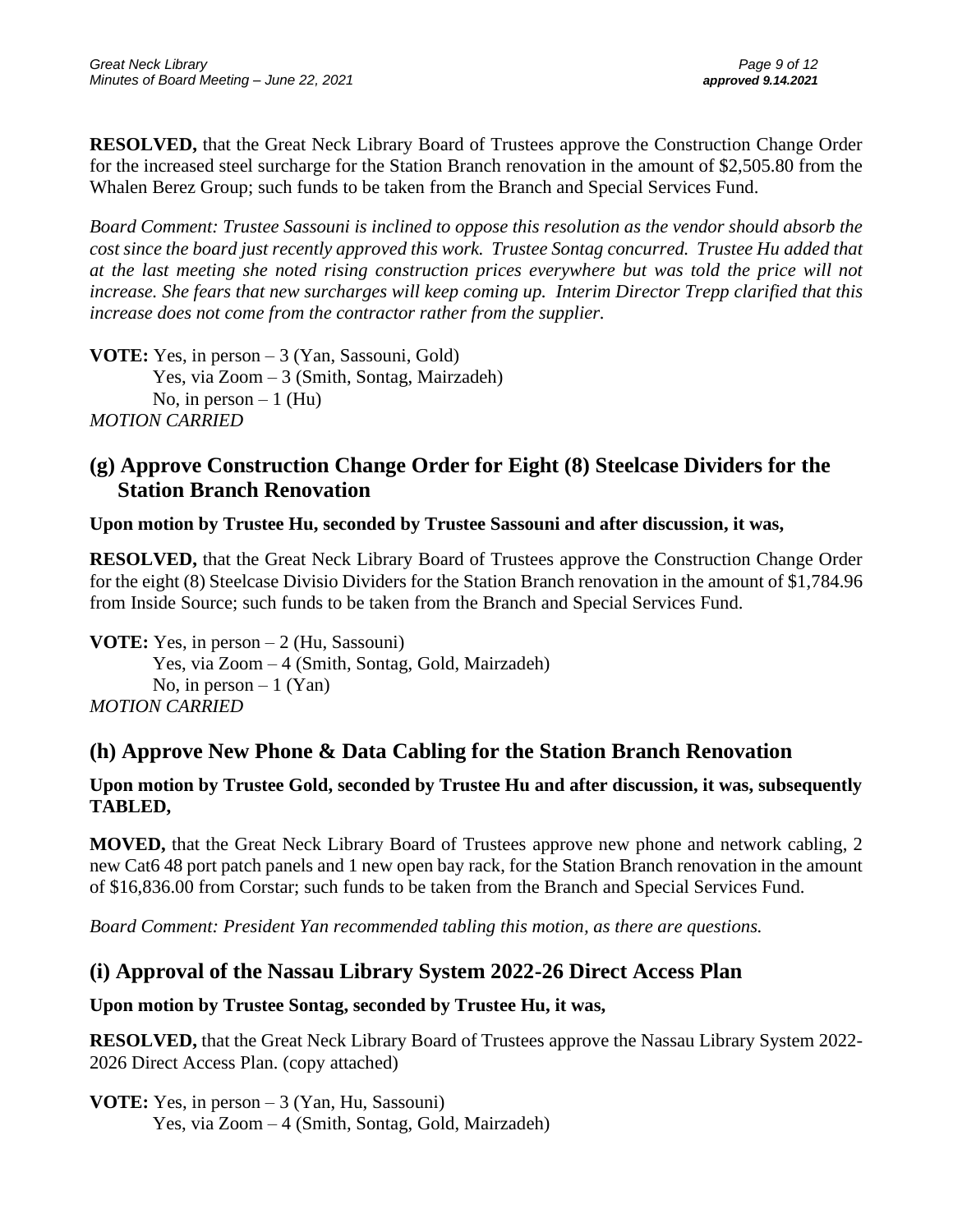**RESOLVED,** that the Great Neck Library Board of Trustees approve the Construction Change Order for the increased steel surcharge for the Station Branch renovation in the amount of $2,505.80 from the Whalen Berez Group; such funds to be taken from the Branch and Special Services Fund.

*Board Comment: Trustee Sassouni is inclined to oppose this resolution as the vendor should absorb the cost since the board just recently approved this work. Trustee Sontag concurred. Trustee Hu added that at the last meeting she noted rising construction prices everywhere but was told the price will not increase. She fears that new surcharges will keep coming up. Interim Director Trepp clarified that this increase does not come from the contractor rather from the supplier.*

**VOTE:** Yes, in person – 3 (Yan, Sassouni, Gold)
Yes, via Zoom – 3 (Smith, Sontag, Mairzadeh)
No, in person – 1 (Hu)
*MOTION CARRIED*

## (g) Approve Construction Change Order for Eight (8) Steelcase Dividers for the Station Branch Renovation

**Upon motion by Trustee Hu, seconded by Trustee Sassouni and after discussion, it was,**

**RESOLVED,** that the Great Neck Library Board of Trustees approve the Construction Change Order for the eight (8) Steelcase Divisio Dividers for the Station Branch renovation in the amount of $1,784.96 from Inside Source; such funds to be taken from the Branch and Special Services Fund.

**VOTE:** Yes, in person – 2 (Hu, Sassouni)
Yes, via Zoom – 4 (Smith, Sontag, Gold, Mairzadeh)
No, in person – 1 (Yan)
*MOTION CARRIED*

## (h) Approve New Phone & Data Cabling for the Station Branch Renovation

**Upon motion by Trustee Gold, seconded by Trustee Hu and after discussion, it was, subsequently TABLED,**

**MOVED,** that the Great Neck Library Board of Trustees approve new phone and network cabling, 2 new Cat6 48 port patch panels and 1 new open bay rack, for the Station Branch renovation in the amount of $16,836.00 from Corstar; such funds to be taken from the Branch and Special Services Fund.

*Board Comment: President Yan recommended tabling this motion, as there are questions.*

## (i) Approval of the Nassau Library System 2022-26 Direct Access Plan

**Upon motion by Trustee Sontag, seconded by Trustee Hu, it was,**

**RESOLVED,** that the Great Neck Library Board of Trustees approve the Nassau Library System 2022-2026 Direct Access Plan. (copy attached)

**VOTE:** Yes, in person – 3 (Yan, Hu, Sassouni)
Yes, via Zoom – 4 (Smith, Sontag, Gold, Mairzadeh)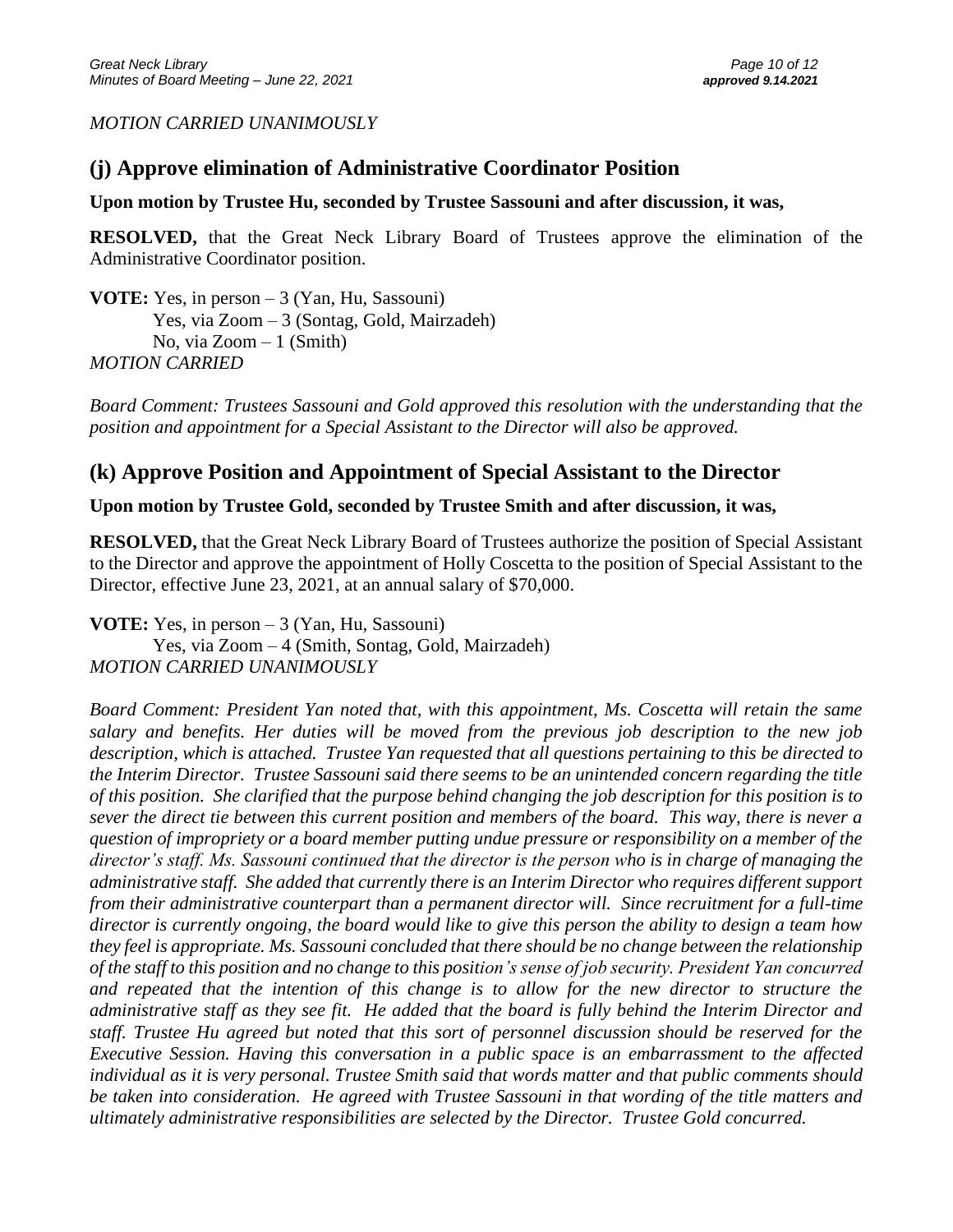*MOTION CARRIED UNANIMOUSLY*

## (j) Approve elimination of Administrative Coordinator Position

**Upon motion by Trustee Hu, seconded by Trustee Sassouni and after discussion, it was,**

**RESOLVED,** that the Great Neck Library Board of Trustees approve the elimination of the Administrative Coordinator position.

**VOTE:** Yes, in person – 3 (Yan, Hu, Sassouni)
Yes, via Zoom – 3 (Sontag, Gold, Mairzadeh)
No, via Zoom – 1 (Smith)
*MOTION CARRIED*

*Board Comment: Trustees Sassouni and Gold approved this resolution with the understanding that the position and appointment for a Special Assistant to the Director will also be approved.*

## (k) Approve Position and Appointment of Special Assistant to the Director

**Upon motion by Trustee Gold, seconded by Trustee Smith and after discussion, it was,**

**RESOLVED,** that the Great Neck Library Board of Trustees authorize the position of Special Assistant to the Director and approve the appointment of Holly Coscetta to the position of Special Assistant to the Director, effective June 23, 2021, at an annual salary of $70,000.

**VOTE:** Yes, in person – 3 (Yan, Hu, Sassouni)
Yes, via Zoom – 4 (Smith, Sontag, Gold, Mairzadeh)
*MOTION CARRIED UNANIMOUSLY*

*Board Comment: President Yan noted that, with this appointment, Ms. Coscetta will retain the same salary and benefits. Her duties will be moved from the previous job description to the new job description, which is attached. Trustee Yan requested that all questions pertaining to this be directed to the Interim Director. Trustee Sassouni said there seems to be an unintended concern regarding the title of this position. She clarified that the purpose behind changing the job description for this position is to sever the direct tie between this current position and members of the board. This way, there is never a question of impropriety or a board member putting undue pressure or responsibility on a member of the director's staff. Ms. Sassouni continued that the director is the person who is in charge of managing the administrative staff. She added that currently there is an Interim Director who requires different support from their administrative counterpart than a permanent director will. Since recruitment for a full-time director is currently ongoing, the board would like to give this person the ability to design a team how they feel is appropriate. Ms. Sassouni concluded that there should be no change between the relationship of the staff to this position and no change to this position's sense of job security. President Yan concurred and repeated that the intention of this change is to allow for the new director to structure the administrative staff as they see fit. He added that the board is fully behind the Interim Director and staff. Trustee Hu agreed but noted that this sort of personnel discussion should be reserved for the Executive Session. Having this conversation in a public space is an embarrassment to the affected individual as it is very personal. Trustee Smith said that words matter and that public comments should be taken into consideration. He agreed with Trustee Sassouni in that wording of the title matters and ultimately administrative responsibilities are selected by the Director. Trustee Gold concurred.*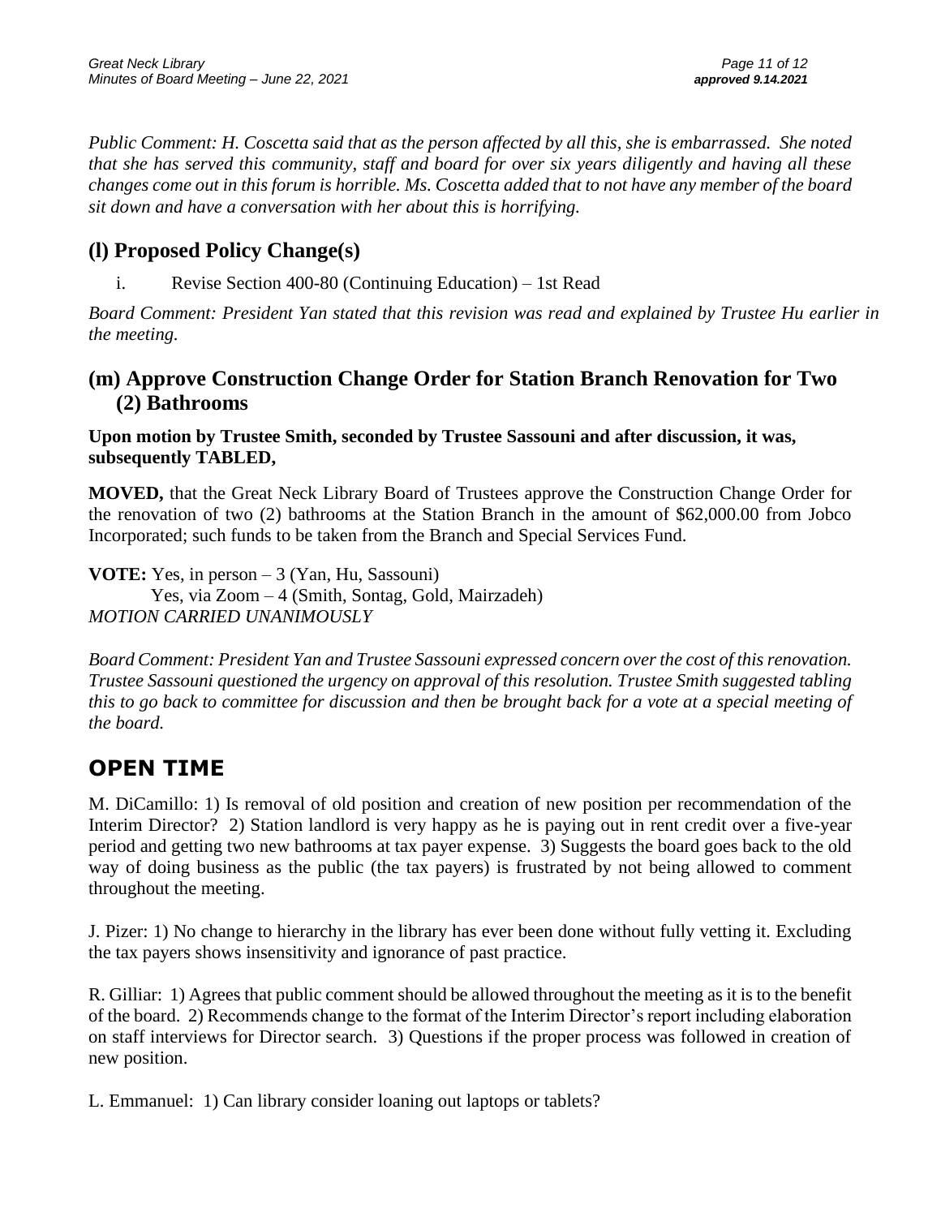*Public Comment: H. Coscetta said that as the person affected by all this, she is embarrassed. She noted that she has served this community, staff and board for over six years diligently and having all these changes come out in this forum is horrible. Ms. Coscetta added that to not have any member of the board sit down and have a conversation with her about this is horrifying.*

## (l) Proposed Policy Change(s)

i. Revise Section 400-80 (Continuing Education) – 1st Read

*Board Comment: President Yan stated that this revision was read and explained by Trustee Hu earlier in the meeting.*

## (m) Approve Construction Change Order for Station Branch Renovation for Two (2) Bathrooms

**Upon motion by Trustee Smith, seconded by Trustee Sassouni and after discussion, it was, subsequently TABLED,**

**MOVED,** that the Great Neck Library Board of Trustees approve the Construction Change Order for the renovation of two (2) bathrooms at the Station Branch in the amount of $62,000.00 from Jobco Incorporated; such funds to be taken from the Branch and Special Services Fund.

**VOTE:** Yes, in person – 3 (Yan, Hu, Sassouni)
Yes, via Zoom – 4 (Smith, Sontag, Gold, Mairzadeh)
*MOTION CARRIED UNANIMOUSLY*

*Board Comment: President Yan and Trustee Sassouni expressed concern over the cost of this renovation. Trustee Sassouni questioned the urgency on approval of this resolution. Trustee Smith suggested tabling this to go back to committee for discussion and then be brought back for a vote at a special meeting of the board.*

# OPEN TIME

M. DiCamillo: 1) Is removal of old position and creation of new position per recommendation of the Interim Director? 2) Station landlord is very happy as he is paying out in rent credit over a five-year period and getting two new bathrooms at tax payer expense. 3) Suggests the board goes back to the old way of doing business as the public (the tax payers) is frustrated by not being allowed to comment throughout the meeting.

J. Pizer: 1) No change to hierarchy in the library has ever been done without fully vetting it. Excluding the tax payers shows insensitivity and ignorance of past practice.

R. Gilliar: 1) Agrees that public comment should be allowed throughout the meeting as it is to the benefit of the board. 2) Recommends change to the format of the Interim Director's report including elaboration on staff interviews for Director search. 3) Questions if the proper process was followed in creation of new position.

L. Emmanuel: 1) Can library consider loaning out laptops or tablets?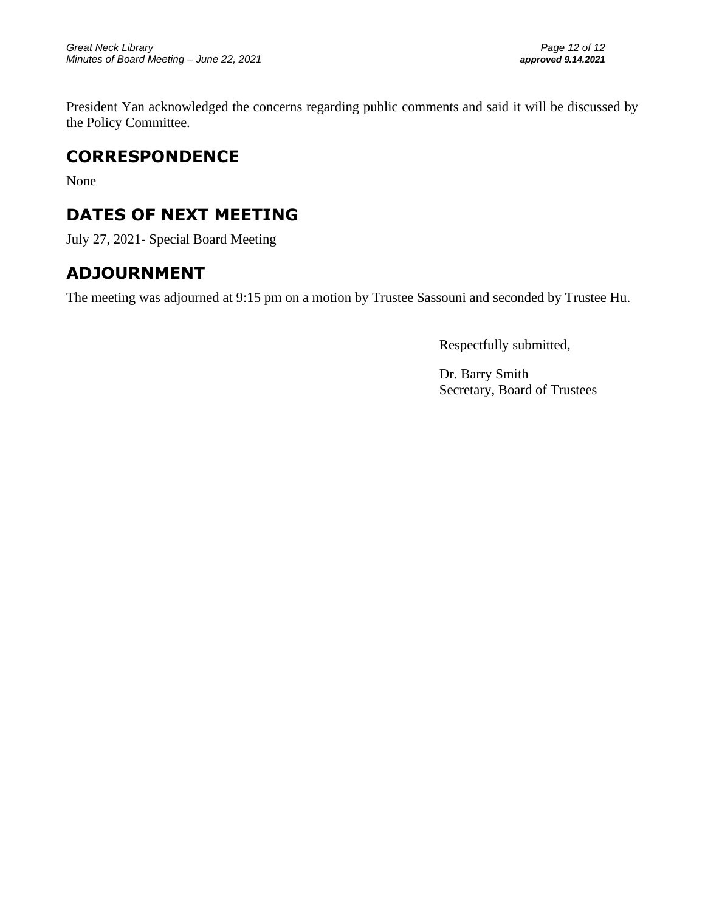President Yan acknowledged the concerns regarding public comments and said it will be discussed by the Policy Committee.

## CORRESPONDENCE

None

## DATES OF NEXT MEETING

July 27, 2021- Special Board Meeting

## ADJOURNMENT

The meeting was adjourned at 9:15 pm on a motion by Trustee Sassouni and seconded by Trustee Hu.

Respectfully submitted,

Dr. Barry Smith
Secretary, Board of Trustees